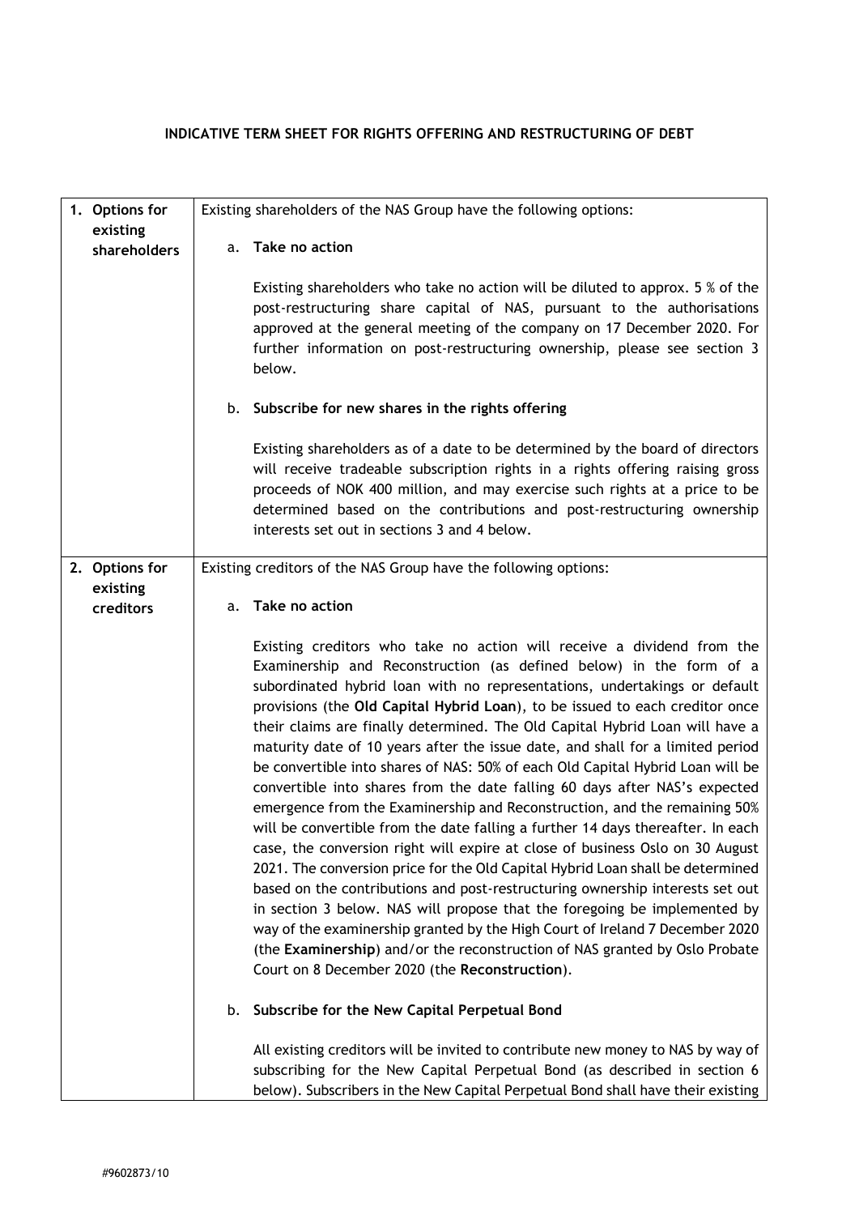**INDICATIVE TERM SHEET FOR RIGHTS OFFERING AND RESTRUCTURING OF DEBT**

| | |
|---|---|
| **1. Options for existing shareholders** | Existing shareholders of the NAS Group have the following options:<br><br>a. **Take no action**<br><br>Existing shareholders who take no action will be diluted to approx. 5 % of the post-restructuring share capital of NAS, pursuant to the authorisations approved at the general meeting of the company on 17 December 2020. For further information on post-restructuring ownership, please see section 3 below.<br><br>b. **Subscribe for new shares in the rights offering**<br><br>Existing shareholders as of a date to be determined by the board of directors will receive tradeable subscription rights in a rights offering raising gross proceeds of NOK 400 million, and may exercise such rights at a price to be determined based on the contributions and post-restructuring ownership interests set out in sections 3 and 4 below. |
| **2. Options for existing creditors** | Existing creditors of the NAS Group have the following options:<br><br>a. **Take no action**<br><br>Existing creditors who take no action will receive a dividend from the Examinership and Reconstruction (as defined below) in the form of a subordinated hybrid loan with no representations, undertakings or default provisions (the **Old Capital Hybrid Loan**), to be issued to each creditor once their claims are finally determined. The Old Capital Hybrid Loan will have a maturity date of 10 years after the issue date, and shall for a limited period be convertible into shares of NAS: 50% of each Old Capital Hybrid Loan will be convertible into shares from the date falling 60 days after NAS's expected emergence from the Examinership and Reconstruction, and the remaining 50% will be convertible from the date falling a further 14 days thereafter. In each case, the conversion right will expire at close of business Oslo on 30 August 2021. The conversion price for the Old Capital Hybrid Loan shall be determined based on the contributions and post-restructuring ownership interests set out in section 3 below. NAS will propose that the foregoing be implemented by way of the examinership granted by the High Court of Ireland 7 December 2020 (the **Examinership**) and/or the reconstruction of NAS granted by Oslo Probate Court on 8 December 2020 (the **Reconstruction**).<br><br>b. **Subscribe for the New Capital Perpetual Bond**<br><br>All existing creditors will be invited to contribute new money to NAS by way of subscribing for the New Capital Perpetual Bond (as described in section 6 below). Subscribers in the New Capital Perpetual Bond shall have their existing |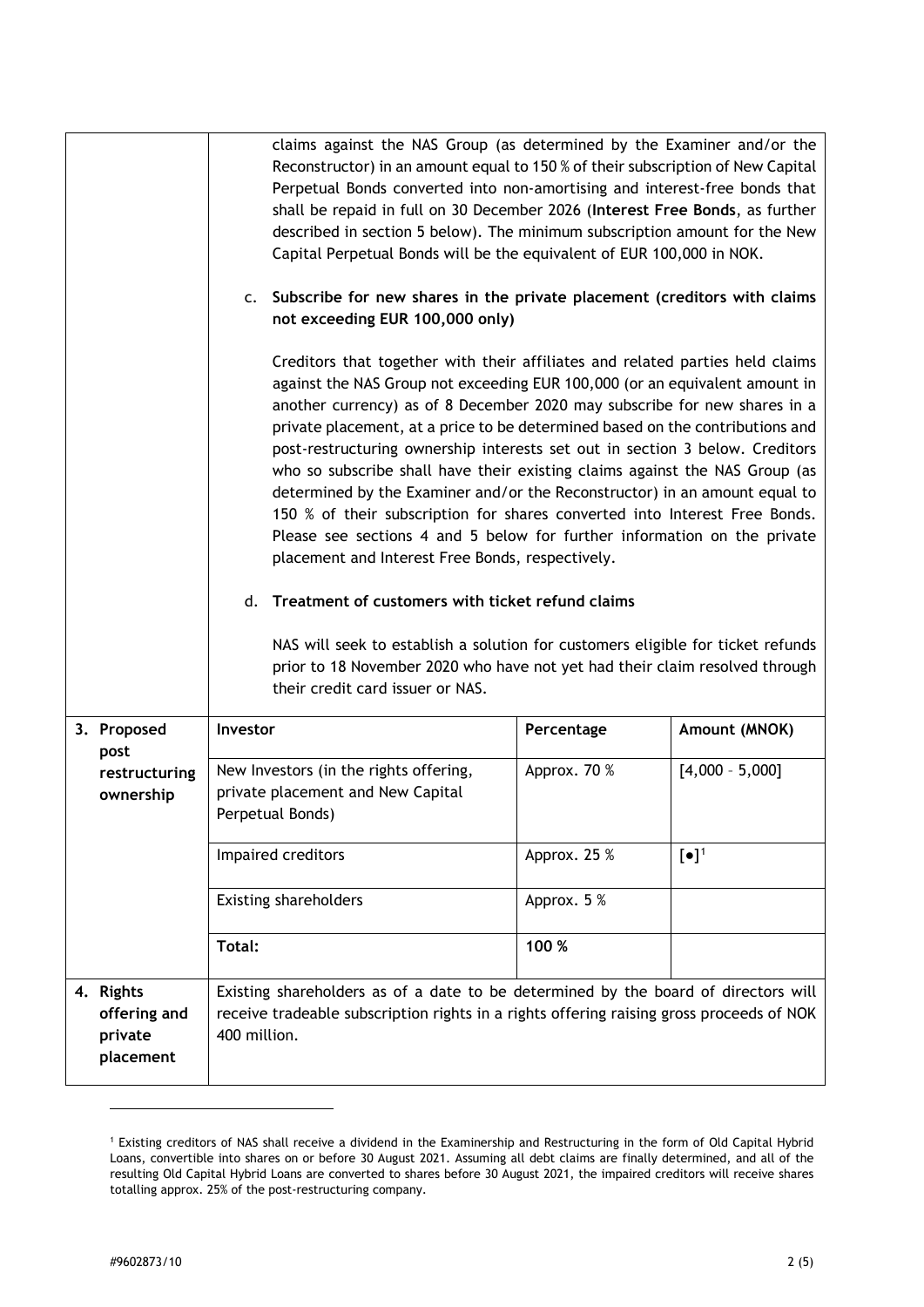| | |
|---|---|
| | claims against the NAS Group (as determined by the Examiner and/or the Reconstructor) in an amount equal to 150 % of their subscription of New Capital Perpetual Bonds converted into non-amortising and interest-free bonds that shall be repaid in full on 30 December 2026 (**Interest Free Bonds**, as further described in section 5 below). The minimum subscription amount for the New Capital Perpetual Bonds will be the equivalent of EUR 100,000 in NOK.<br><br>c. **Subscribe for new shares in the private placement (creditors with claims not exceeding EUR 100,000 only)**<br><br>Creditors that together with their affiliates and related parties held claims against the NAS Group not exceeding EUR 100,000 (or an equivalent amount in another currency) as of 8 December 2020 may subscribe for new shares in a private placement, at a price to be determined based on the contributions and post-restructuring ownership interests set out in section 3 below. Creditors who so subscribe shall have their existing claims against the NAS Group (as determined by the Examiner and/or the Reconstructor) in an amount equal to 150 % of their subscription for shares converted into Interest Free Bonds. Please see sections 4 and 5 below for further information on the private placement and Interest Free Bonds, respectively.<br><br>d. **Treatment of customers with ticket refund claims**<br><br>NAS will seek to establish a solution for customers eligible for ticket refunds prior to 18 November 2020 who have not yet had their claim resolved through their credit card issuer or NAS. |

| | Investor | Percentage | Amount (MNOK) |
|---|---|---|---|
| 3. Proposed post restructuring ownership | New Investors (in the rights offering, private placement and New Capital Perpetual Bonds) | Approx. 70 % | [4,000 – 5,000] |
| | Impaired creditors | Approx. 25 % | [●][1] |
| | Existing shareholders | Approx. 5 % | |
| | **Total:** | **100 %** | |

| | |
|---|---|
| 4. Rights offering and private placement | Existing shareholders as of a date to be determined by the board of directors will receive tradeable subscription rights in a rights offering raising gross proceeds of NOK 400 million. |

[1] Existing creditors of NAS shall receive a dividend in the Examinership and Restructuring in the form of Old Capital Hybrid Loans, convertible into shares on or before 30 August 2021. Assuming all debt claims are finally determined, and all of the resulting Old Capital Hybrid Loans are converted to shares before 30 August 2021, the impaired creditors will receive shares totalling approx. 25% of the post-restructuring company.

#9602873/10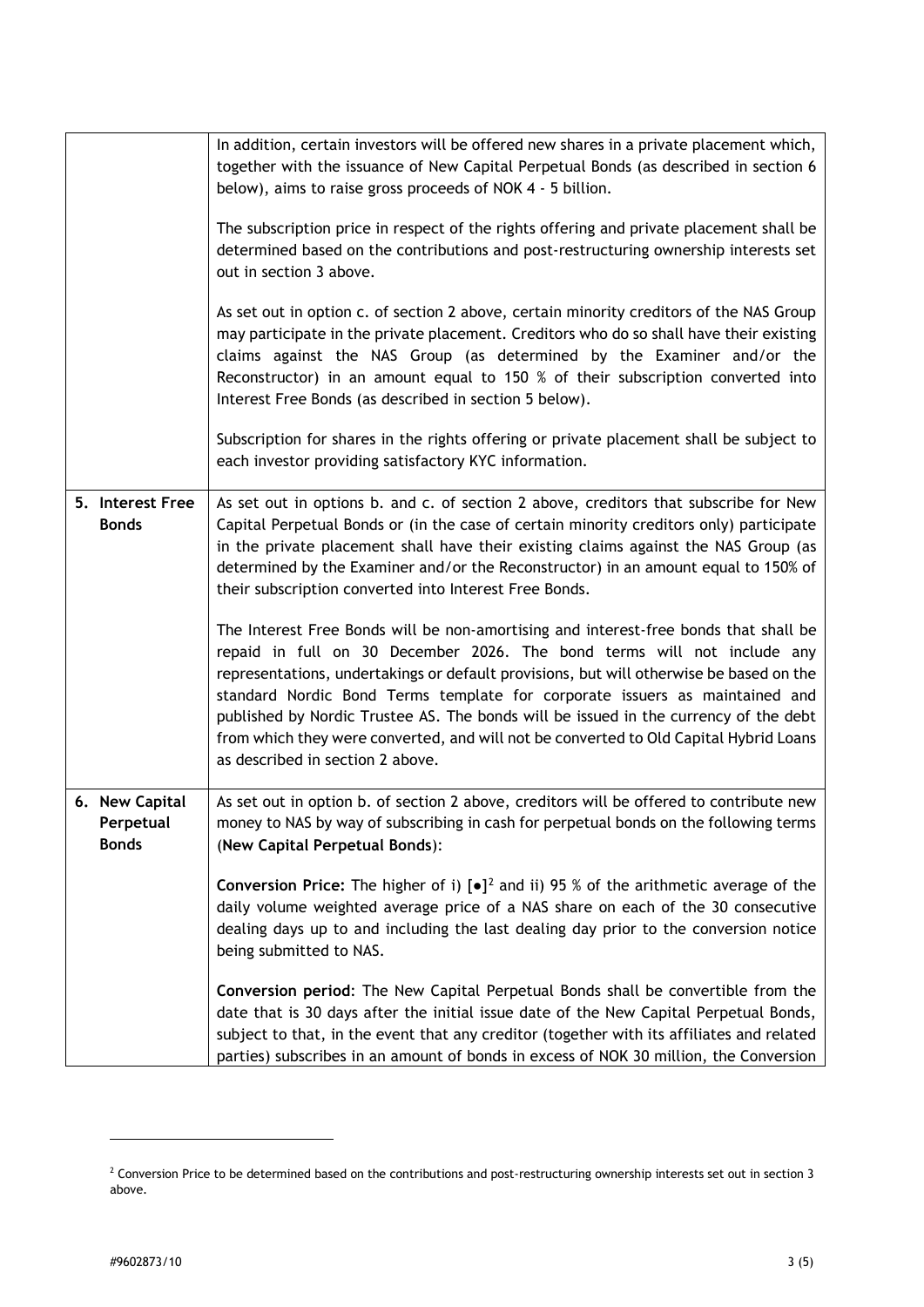| | |
|---|---|
| | In addition, certain investors will be offered new shares in a private placement which, together with the issuance of New Capital Perpetual Bonds (as described in section 6 below), aims to raise gross proceeds of NOK 4 - 5 billion.<br><br>The subscription price in respect of the rights offering and private placement shall be determined based on the contributions and post-restructuring ownership interests set out in section 3 above.<br><br>As set out in option c. of section 2 above, certain minority creditors of the NAS Group may participate in the private placement. Creditors who do so shall have their existing claims against the NAS Group (as determined by the Examiner and/or the Reconstructor) in an amount equal to 150 % of their subscription converted into Interest Free Bonds (as described in section 5 below).<br><br>Subscription for shares in the rights offering or private placement shall be subject to each investor providing satisfactory KYC information. |
| **5. Interest Free Bonds** | As set out in options b. and c. of section 2 above, creditors that subscribe for New Capital Perpetual Bonds or (in the case of certain minority creditors only) participate in the private placement shall have their existing claims against the NAS Group (as determined by the Examiner and/or the Reconstructor) in an amount equal to 150% of their subscription converted into Interest Free Bonds.<br><br>The Interest Free Bonds will be non-amortising and interest-free bonds that shall be repaid in full on 30 December 2026. The bond terms will not include any representations, undertakings or default provisions, but will otherwise be based on the standard Nordic Bond Terms template for corporate issuers as maintained and published by Nordic Trustee AS. The bonds will be issued in the currency of the debt from which they were converted, and will not be converted to Old Capital Hybrid Loans as described in section 2 above. |
| **6. New Capital Perpetual Bonds** | As set out in option b. of section 2 above, creditors will be offered to contribute new money to NAS by way of subscribing in cash for perpetual bonds on the following terms (**New Capital Perpetual Bonds**):<br><br>**Conversion Price:** The higher of i) [●][2] and ii) 95 % of the arithmetic average of the daily volume weighted average price of a NAS share on each of the 30 consecutive dealing days up to and including the last dealing day prior to the conversion notice being submitted to NAS.<br><br>**Conversion period**: The New Capital Perpetual Bonds shall be convertible from the date that is 30 days after the initial issue date of the New Capital Perpetual Bonds, subject to that, in the event that any creditor (together with its affiliates and related parties) subscribes in an amount of bonds in excess of NOK 30 million, the Conversion |

[2] Conversion Price to be determined based on the contributions and post-restructuring ownership interests set out in section 3 above.

#9602873/10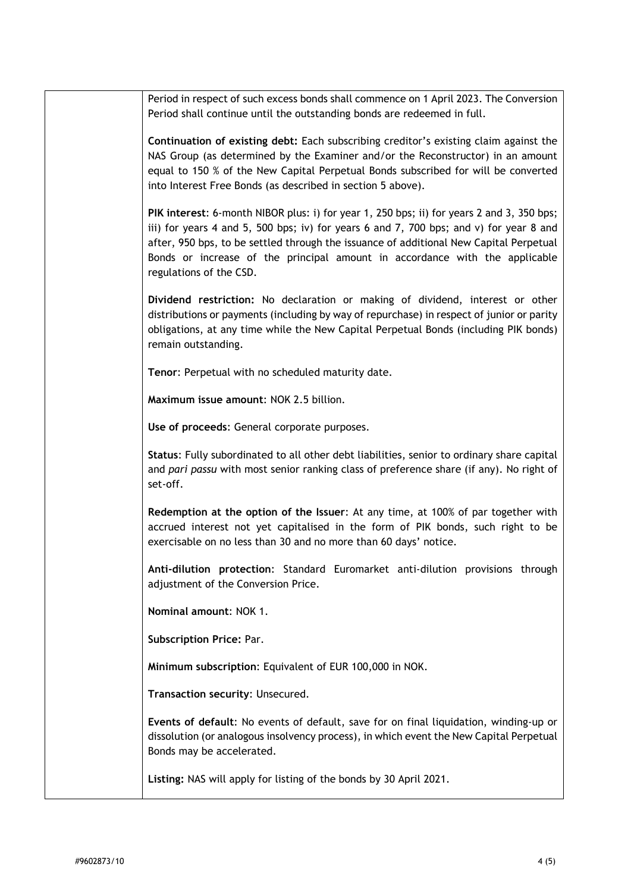Period in respect of such excess bonds shall commence on 1 April 2023. The Conversion Period shall continue until the outstanding bonds are redeemed in full.

**Continuation of existing debt:** Each subscribing creditor's existing claim against the NAS Group (as determined by the Examiner and/or the Reconstructor) in an amount equal to 150 % of the New Capital Perpetual Bonds subscribed for will be converted into Interest Free Bonds (as described in section 5 above).

**PIK interest**: 6-month NIBOR plus: i) for year 1, 250 bps; ii) for years 2 and 3, 350 bps; iii) for years 4 and 5, 500 bps; iv) for years 6 and 7, 700 bps; and v) for year 8 and after, 950 bps, to be settled through the issuance of additional New Capital Perpetual Bonds or increase of the principal amount in accordance with the applicable regulations of the CSD.

**Dividend restriction:** No declaration or making of dividend, interest or other distributions or payments (including by way of repurchase) in respect of junior or parity obligations, at any time while the New Capital Perpetual Bonds (including PIK bonds) remain outstanding.

**Tenor**: Perpetual with no scheduled maturity date.

**Maximum issue amount**: NOK 2.5 billion.

**Use of proceeds**: General corporate purposes.

**Status**: Fully subordinated to all other debt liabilities, senior to ordinary share capital and *pari passu* with most senior ranking class of preference share (if any). No right of set-off.

**Redemption at the option of the Issuer**: At any time, at 100% of par together with accrued interest not yet capitalised in the form of PIK bonds, such right to be exercisable on no less than 30 and no more than 60 days' notice.

**Anti-dilution protection**: Standard Euromarket anti-dilution provisions through adjustment of the Conversion Price.

**Nominal amount**: NOK 1.

**Subscription Price:** Par.

**Minimum subscription**: Equivalent of EUR 100,000 in NOK.

**Transaction security**: Unsecured.

**Events of default**: No events of default, save for on final liquidation, winding-up or dissolution (or analogous insolvency process), in which event the New Capital Perpetual Bonds may be accelerated.

**Listing:** NAS will apply for listing of the bonds by 30 April 2021.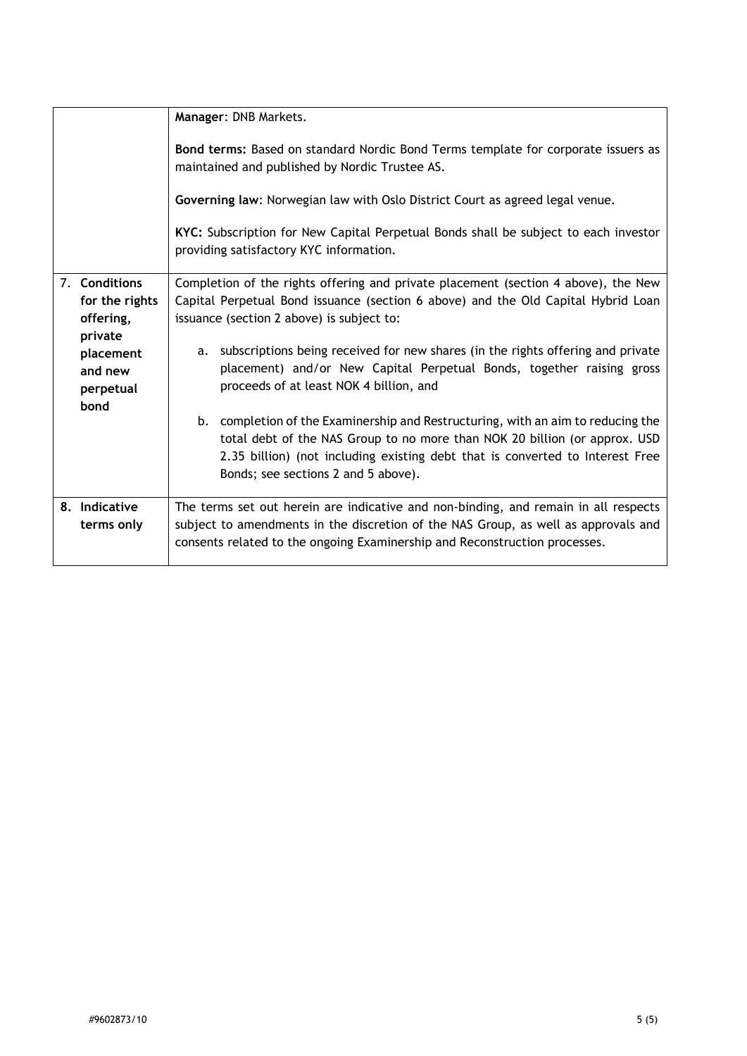| | |
|---|---|
| | **Manager**: DNB Markets.<br><br>**Bond terms:** Based on standard Nordic Bond Terms template for corporate issuers as maintained and published by Nordic Trustee AS.<br><br>**Governing law**: Norwegian law with Oslo District Court as agreed legal venue.<br><br>**KYC:** Subscription for New Capital Perpetual Bonds shall be subject to each investor providing satisfactory KYC information. |
| **7. Conditions for the rights offering, private placement and new perpetual bond** | Completion of the rights offering and private placement (section 4 above), the New Capital Perpetual Bond issuance (section 6 above) and the Old Capital Hybrid Loan issuance (section 2 above) is subject to:<br><br>a. subscriptions being received for new shares (in the rights offering and private placement) and/or New Capital Perpetual Bonds, together raising gross proceeds of at least NOK 4 billion, and<br><br>b. completion of the Examinership and Restructuring, with an aim to reducing the total debt of the NAS Group to no more than NOK 20 billion (or approx. USD 2.35 billion) (not including existing debt that is converted to Interest Free Bonds; see sections 2 and 5 above). |
| **8. Indicative terms only** | The terms set out herein are indicative and non-binding, and remain in all respects subject to amendments in the discretion of the NAS Group, as well as approvals and consents related to the ongoing Examinership and Reconstruction processes. |

#9602873/10